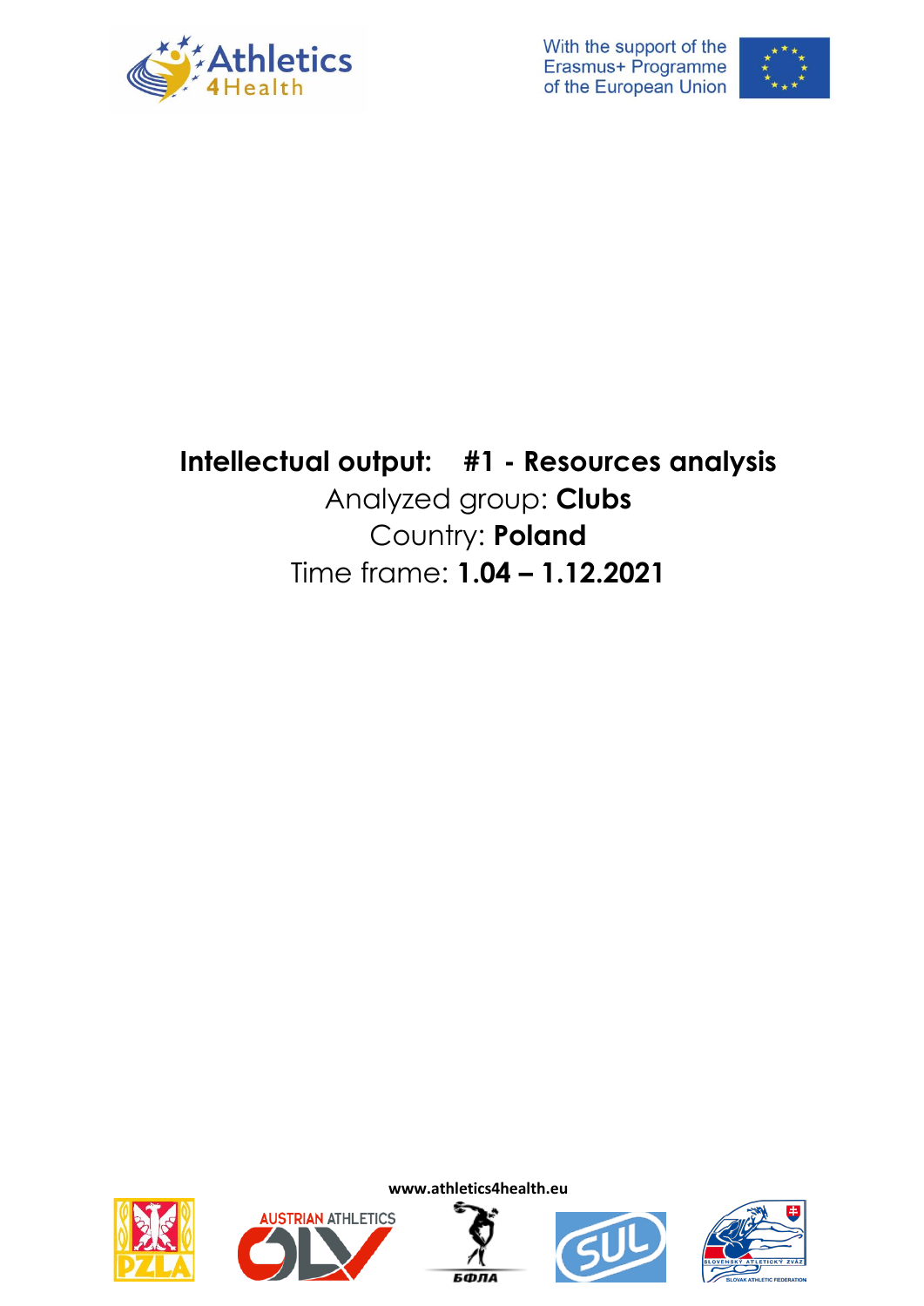With the support of the Erasmus+ Programme of the European Union

# Intellectual output: #1 - Resources analysis

Analyzed group: **Clubs**

Country: **Poland**

Time frame: **1.04 – 1.12.2021**

www.athletics4health.eu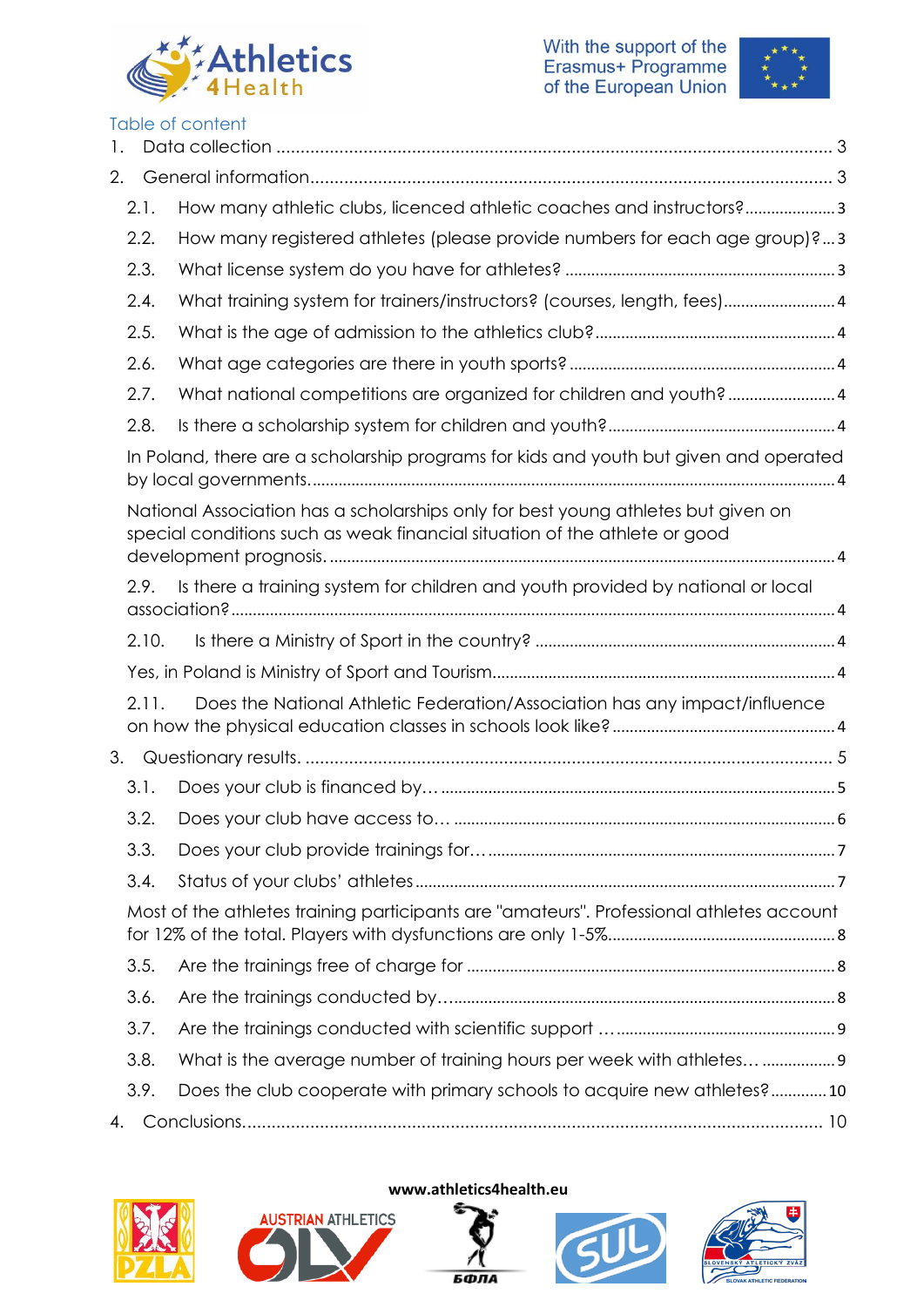## Table of content

1. Data collection ..... 3
2. General information ..... 3
   - 2.1. How many athletic clubs, licenced athletic coaches and instructors? ..... 3
   - 2.2. How many registered athletes (please provide numbers for each age group)? ..... 3
   - 2.3. What license system do you have for athletes? ..... 3
   - 2.4. What training system for trainers/instructors? (courses, length, fees) ..... 4
   - 2.5. What is the age of admission to the athletics club? ..... 4
   - 2.6. What age categories are there in youth sports? ..... 4
   - 2.7. What national competitions are organized for children and youth? ..... 4
   - 2.8. Is there a scholarship system for children and youth? ..... 4
     - In Poland, there are a scholarship programs for kids and youth but given and operated by local governments. ..... 4
     - National Association has a scholarships only for best young athletes but given on special conditions such as weak financial situation of the athlete or good development prognosis. ..... 4
   - 2.9. Is there a training system for children and youth provided by national or local association? ..... 4
   - 2.10. Is there a Ministry of Sport in the country? ..... 4
     - Yes, in Poland is Ministry of Sport and Tourism. ..... 4
   - 2.11. Does the National Athletic Federation/Association has any impact/influence on how the physical education classes in schools look like? ..... 4
3. Questionary results. ..... 5
   - 3.1. Does your club is financed by… ..... 5
   - 3.2. Does your club have access to… ..... 6
   - 3.3. Does your club provide trainings for… ..... 7
   - 3.4. Status of your clubs' athletes ..... 7
     - Most of the athletes training participants are "amateurs". Professional athletes account for 12% of the total. Players with dysfunctions are only 1-5%. ..... 8
   - 3.5. Are the trainings free of charge for ..... 8
   - 3.6. Are the trainings conducted by… ..... 8
   - 3.7. Are the trainings conducted with scientific support … ..... 9
   - 3.8. What is the average number of training hours per week with athletes… ..... 9
   - 3.9. Does the club cooperate with primary schools to acquire new athletes? ..... 10
4. Conclusions ..... 10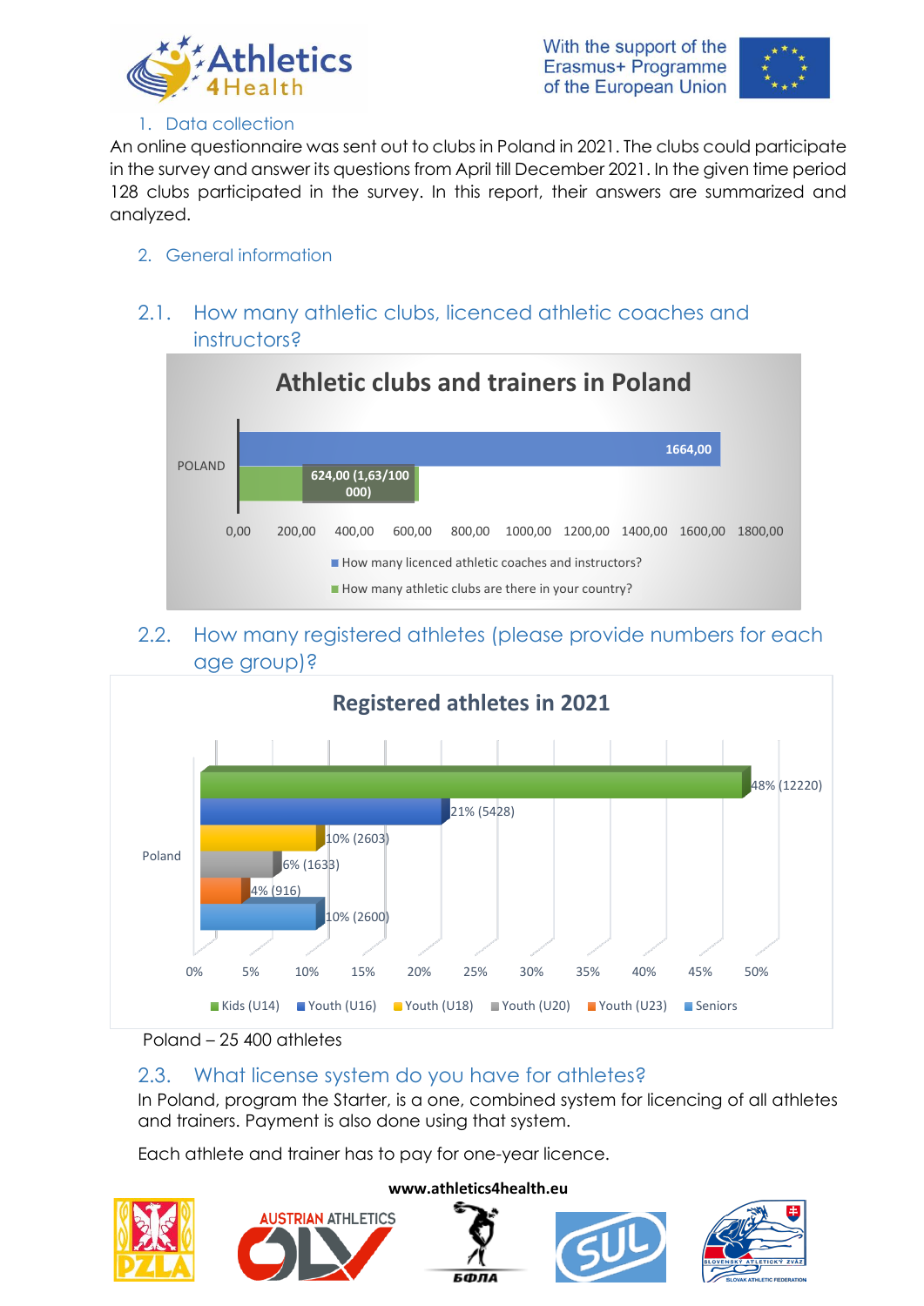## 1. Data collection

An online questionnaire was sent out to clubs in Poland in 2021. The clubs could participate in the survey and answer its questions from April till December 2021. In the given time period 128 clubs participated in the survey. In this report, their answers are summarized and analyzed.

## 2. General information

### 2.1. How many athletic clubs, licenced athletic coaches and instructors?

**Athletic clubs and trainers in Poland**

| | How many licenced athletic coaches and instructors? | How many athletic clubs are there in your country? |
|---|---|---|
| POLAND | 1664,00 | 624,00 (1,63/100 000) |

### 2.2. How many registered athletes (please provide numbers for each age group)?

**Registered athletes in 2021**

| | Kids (U14) | Youth (U16) | Youth (U18) | Youth (U20) | Youth (U23) | Seniors |
|---|---|---|---|---|---|---|
| Poland | 48% (12220) | 21% (5428) | 10% (2603) | 6% (1633) | 4% (916) | 10% (2600) |

Poland – 25 400 athletes

### 2.3. What license system do you have for athletes?

In Poland, program the Starter, is a one, combined system for licencing of all athletes and trainers. Payment is also done using that system.

Each athlete and trainer has to pay for one-year licence.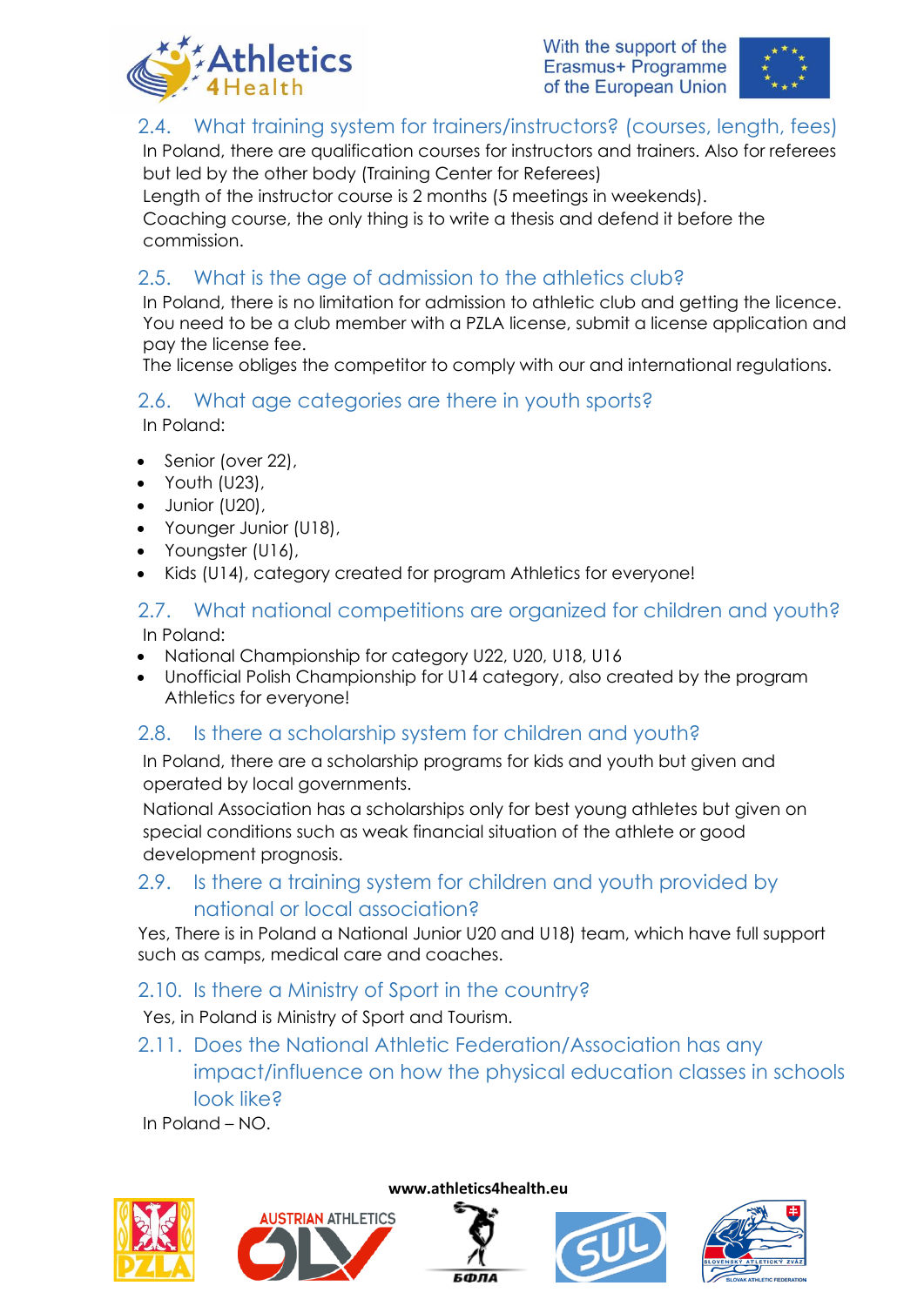## 2.4. What training system for trainers/instructors? (courses, length, fees)

In Poland, there are qualification courses for instructors and trainers. Also for referees but led by the other body (Training Center for Referees)

Length of the instructor course is 2 months (5 meetings in weekends).

Coaching course, the only thing is to write a thesis and defend it before the commission.

## 2.5. What is the age of admission to the athletics club?

In Poland, there is no limitation for admission to athletic club and getting the licence. You need to be a club member with a PZLA license, submit a license application and pay the license fee.

The license obliges the competitor to comply with our and international regulations.

## 2.6. What age categories are there in youth sports?

In Poland:

- Senior (over 22),
- Youth (U23),
- Junior (U20),
- Younger Junior (U18),
- Youngster (U16),
- Kids (U14), category created for program Athletics for everyone!

## 2.7. What national competitions are organized for children and youth?

In Poland:

- National Championship for category U22, U20, U18, U16
- Unofficial Polish Championship for U14 category, also created by the program Athletics for everyone!

## 2.8. Is there a scholarship system for children and youth?

In Poland, there are a scholarship programs for kids and youth but given and operated by local governments.

National Association has a scholarships only for best young athletes but given on special conditions such as weak financial situation of the athlete or good development prognosis.

## 2.9. Is there a training system for children and youth provided by national or local association?

Yes, There is in Poland a National Junior U20 and U18) team, which have full support such as camps, medical care and coaches.

## 2.10. Is there a Ministry of Sport in the country?

Yes, in Poland is Ministry of Sport and Tourism.

## 2.11. Does the National Athletic Federation/Association has any impact/influence on how the physical education classes in schools look like?

In Poland – NO.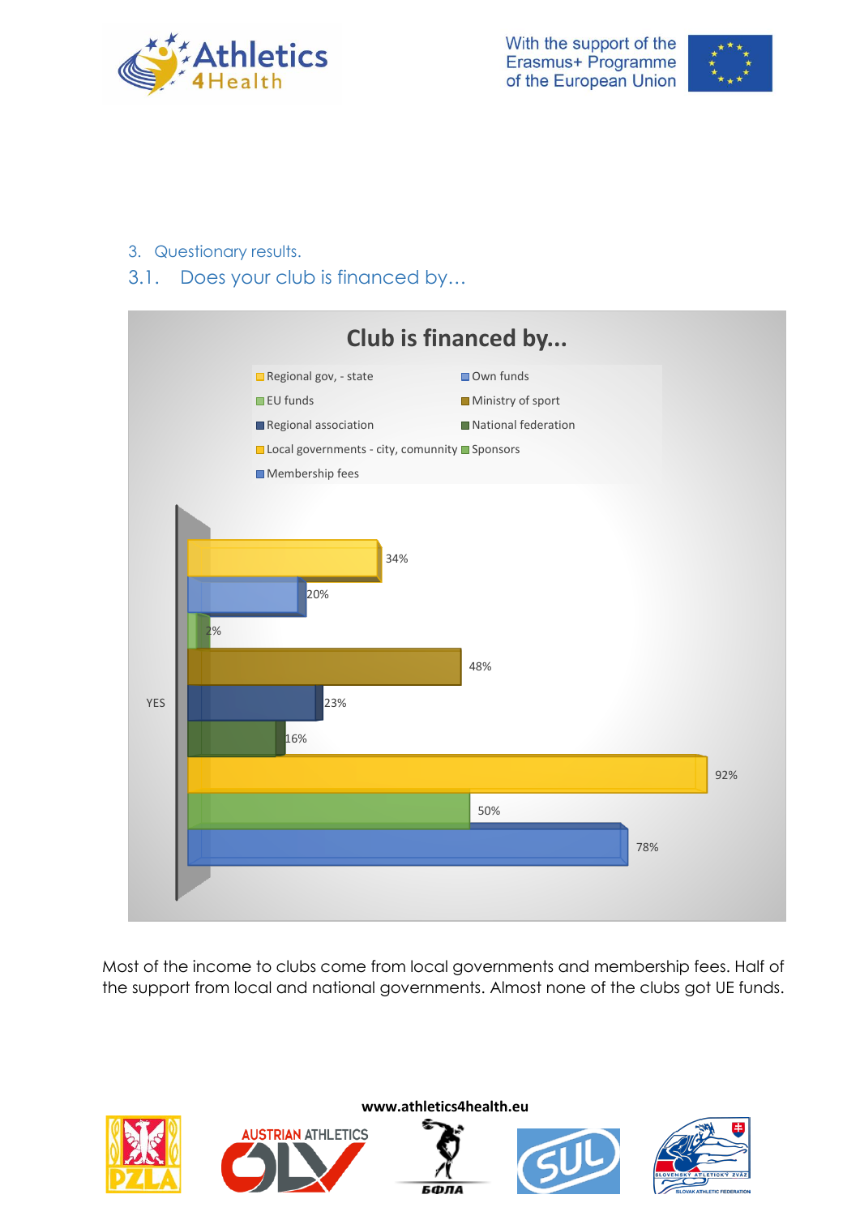## 3. Questionary results.

### 3.1. Does your club is financed by…

**Club is financed by...**

| YES | |
|---|---|
| Regional gov, - state | 34% |
| Own funds | 20% |
| EU funds | 2% |
| Ministry of sport | 48% |
| Regional association | 23% |
| National federation | 16% |
| Local governments - city, comunnity | 92% |
| Sponsors | 50% |
| Membership fees | 78% |

Most of the income to clubs come from local governments and membership fees. Half of the support from local and national governments. Almost none of the clubs got UE funds.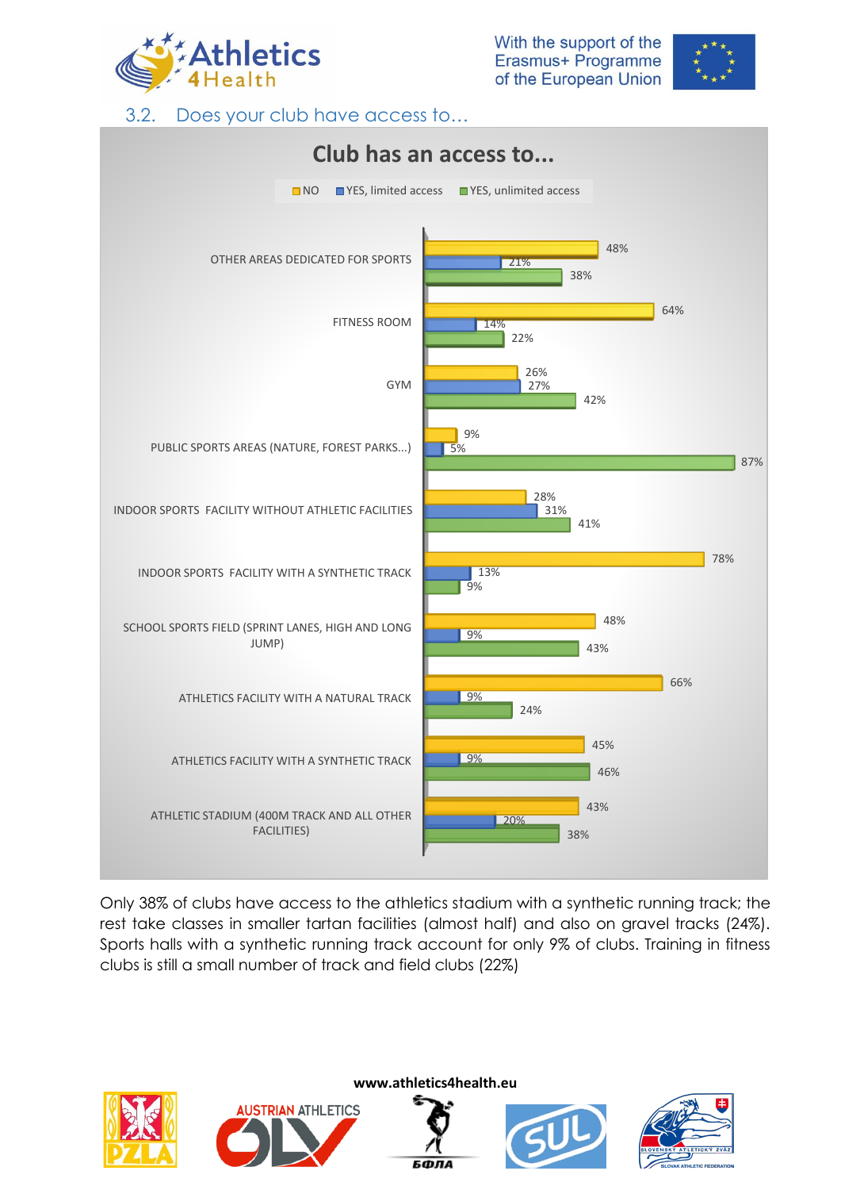## 3.2. Does your club have access to…

**Club has an access to...**

| | NO | YES, limited access | YES, unlimited access |
|---|---|---|---|
| OTHER AREAS DEDICATED FOR SPORTS | 48% | 21% | 38% |
| FITNESS ROOM | 64% | 14% | 22% |
| GYM | 26% | 27% | 42% |
| PUBLIC SPORTS AREAS (NATURE, FOREST PARKS...) | 9% | 5% | 87% |
| INDOOR SPORTS FACILITY WITHOUT ATHLETIC FACILITIES | 28% | 31% | 41% |
| INDOOR SPORTS FACILITY WITH A SYNTHETIC TRACK | 78% | 13% | 9% |
| SCHOOL SPORTS FIELD (SPRINT LANES, HIGH AND LONG JUMP) | 48% | 9% | 43% |
| ATHLETICS FACILITY WITH A NATURAL TRACK | 66% | 9% | 24% |
| ATHLETICS FACILITY WITH A SYNTHETIC TRACK | 45% | 9% | 46% |
| ATHLETIC STADIUM (400M TRACK AND ALL OTHER FACILITIES) | 43% | 20% | 38% |

Only 38% of clubs have access to the athletics stadium with a synthetic running track; the rest take classes in smaller tartan facilities (almost half) and also on gravel tracks (24%). Sports halls with a synthetic running track account for only 9% of clubs. Training in fitness clubs is still a small number of track and field clubs (22%)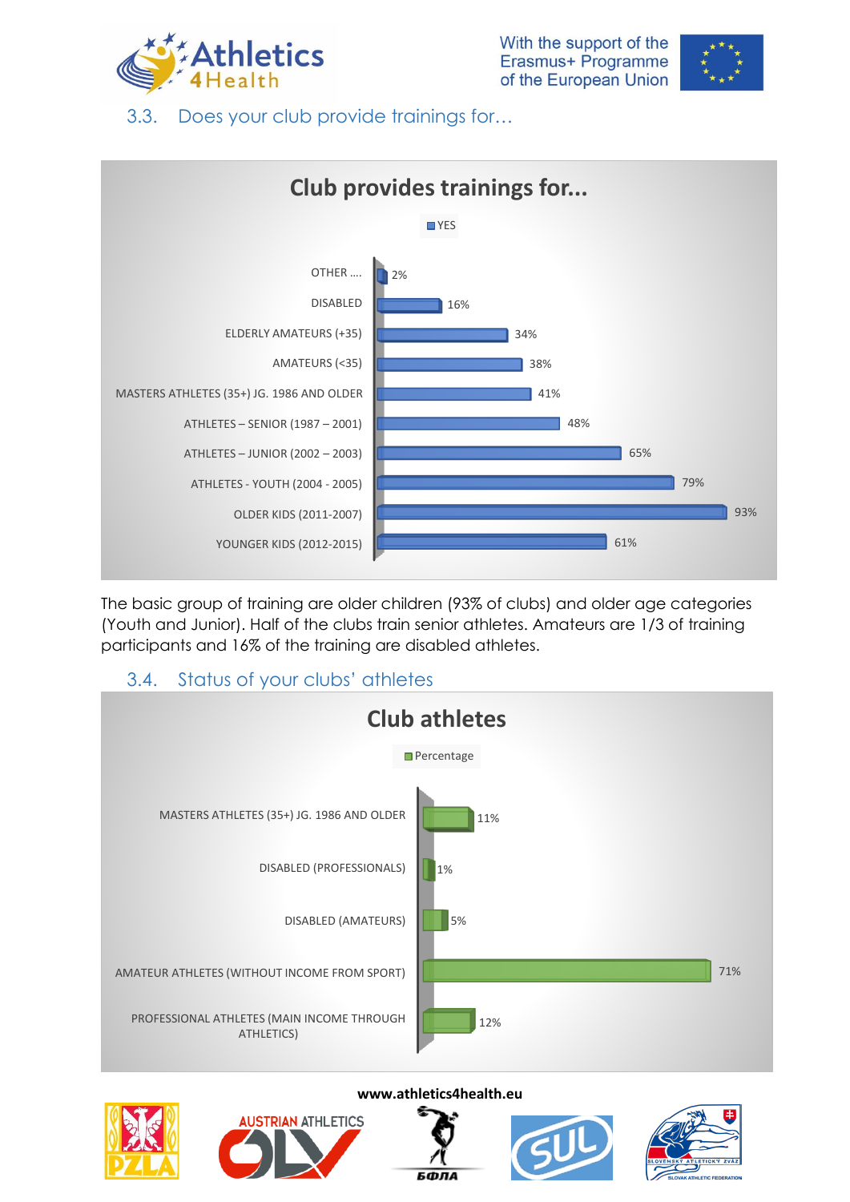## 3.3. Does your club provide trainings for…

**Club provides trainings for...**

| Category | YES |
|---|---|
| OTHER …. | 2% |
| DISABLED | 16% |
| ELDERLY AMATEURS (+35) | 34% |
| AMATEURS (<35) | 38% |
| MASTERS ATHLETES (35+) JG. 1986 AND OLDER | 41% |
| ATHLETES – SENIOR (1987 – 2001) | 48% |
| ATHLETES – JUNIOR (2002 – 2003) | 65% |
| ATHLETES - YOUTH (2004 - 2005) | 79% |
| OLDER KIDS (2011-2007) | 93% |
| YOUNGER KIDS (2012-2015) | 61% |

The basic group of training are older children (93% of clubs) and older age categories (Youth and Junior). Half of the clubs train senior athletes. Amateurs are 1/3 of training participants and 16% of the training are disabled athletes.

## 3.4. Status of your clubs' athletes

**Club athletes**

| Status | Percentage |
|---|---|
| MASTERS ATHLETES (35+) JG. 1986 AND OLDER | 11% |
| DISABLED (PROFESSIONALS) | 1% |
| DISABLED (AMATEURS) | 5% |
| AMATEUR ATHLETES (WITHOUT INCOME FROM SPORT) | 71% |
| PROFESSIONAL ATHLETES (MAIN INCOME THROUGH ATHLETICS) | 12% |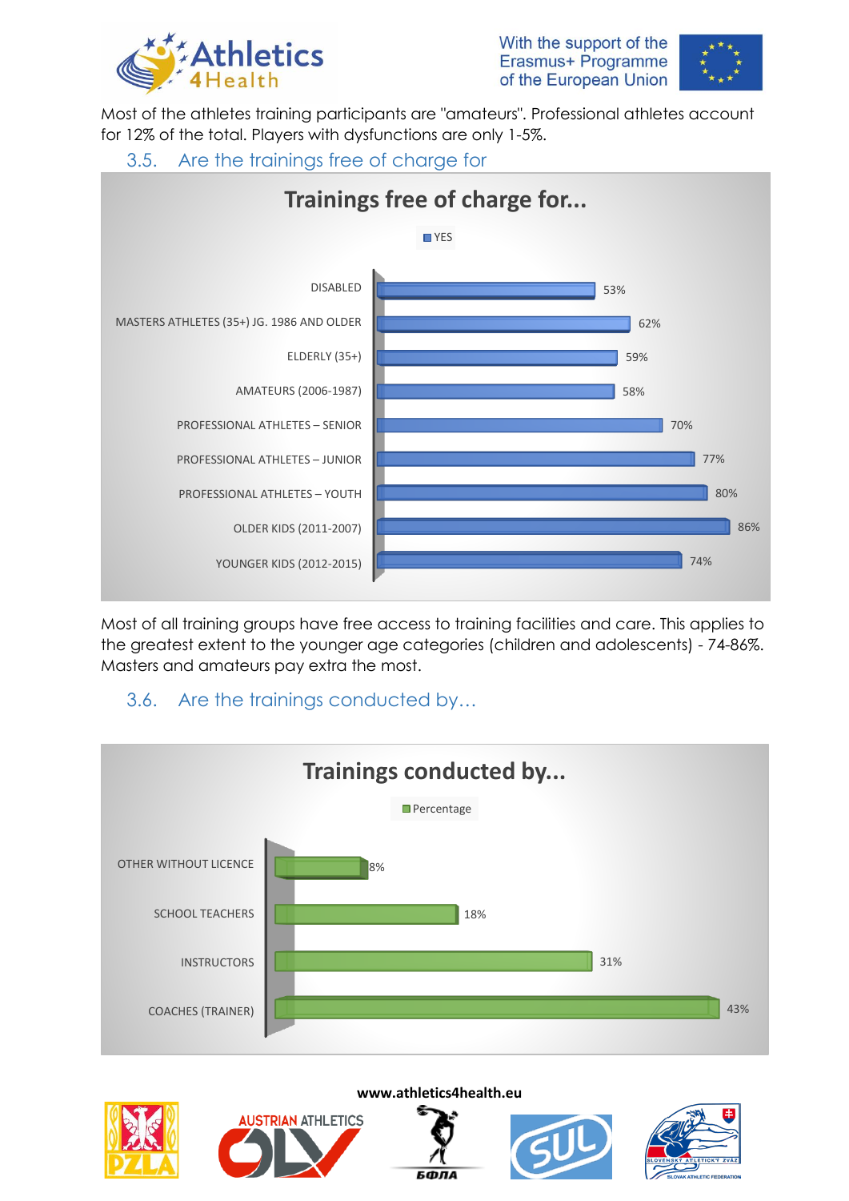Most of the athletes training participants are "amateurs". Professional athletes account for 12% of the total. Players with dysfunctions are only 1-5%.

### 3.5. Are the trainings free of charge for

**Trainings free of charge for...**

| Category | YES |
|---|---|
| DISABLED | 53% |
| MASTERS ATHLETES (35+) JG. 1986 AND OLDER | 62% |
| ELDERLY (35+) | 59% |
| AMATEURS (2006-1987) | 58% |
| PROFESSIONAL ATHLETES – SENIOR | 70% |
| PROFESSIONAL ATHLETES – JUNIOR | 77% |
| PROFESSIONAL ATHLETES – YOUTH | 80% |
| OLDER KIDS (2011-2007) | 86% |
| YOUNGER KIDS (2012-2015) | 74% |

Most of all training groups have free access to training facilities and care. This applies to the greatest extent to the younger age categories (children and adolescents) - 74-86%. Masters and amateurs pay extra the most.

### 3.6. Are the trainings conducted by…

**Trainings conducted by...**

| Category | Percentage |
|---|---|
| OTHER WITHOUT LICENCE | 8% |
| SCHOOL TEACHERS | 18% |
| INSTRUCTORS | 31% |
| COACHES (TRAINER) | 43% |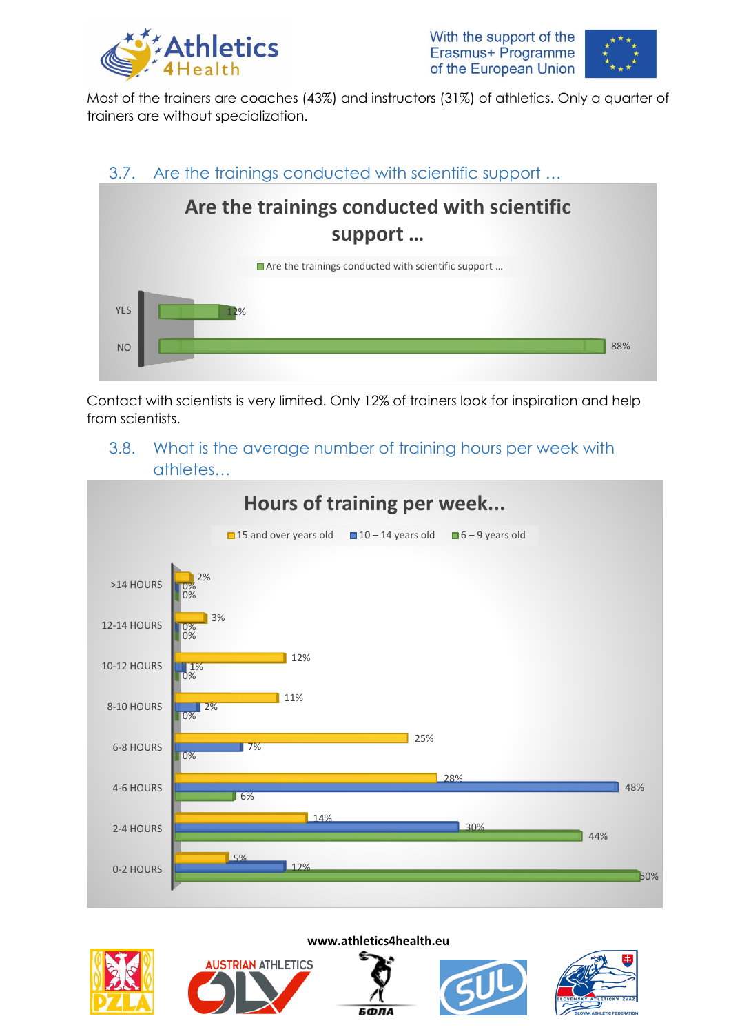Most of the trainers are coaches (43%) and instructors (31%) of athletics. Only a quarter of trainers are without specialization.

### 3.7. Are the trainings conducted with scientific support …

**Are the trainings conducted with scientific support …**

| | Are the trainings conducted with scientific support … |
|---|---|
| YES | 12% |
| NO | 88% |

Contact with scientists is very limited. Only 12% of trainers look for inspiration and help from scientists.

### 3.8. What is the average number of training hours per week with athletes…

**Hours of training per week...**

| | 15 and over years old | 10 – 14 years old | 6 – 9 years old |
|---|---|---|---|
| >14 HOURS | 2% | 0% | 0% |
| 12-14 HOURS | 3% | 0% | 0% |
| 10-12 HOURS | 12% | 1% | 0% |
| 8-10 HOURS | 11% | 2% | 0% |
| 6-8 HOURS | 25% | 7% | 0% |
| 4-6 HOURS | 28% | 48% | 6% |
| 2-4 HOURS | 14% | 30% | 44% |
| 0-2 HOURS | 5% | 12% | 50% |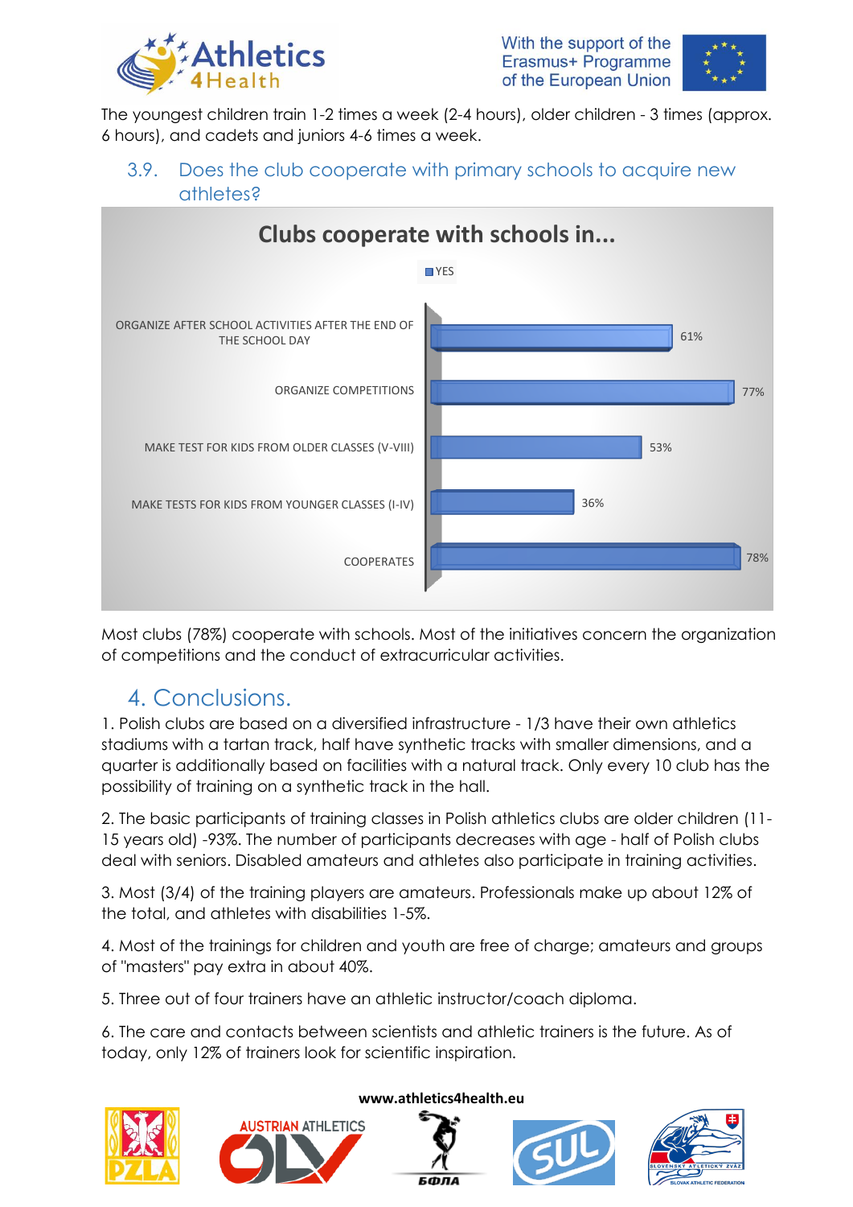The youngest children train 1-2 times a week (2-4 hours), older children - 3 times (approx. 6 hours), and cadets and juniors 4-6 times a week.

### 3.9. Does the club cooperate with primary schools to acquire new athletes?

**Clubs cooperate with schools in...**

| | YES |
|---|---|
| ORGANIZE AFTER SCHOOL ACTIVITIES AFTER THE END OF THE SCHOOL DAY | 61% |
| ORGANIZE COMPETITIONS | 77% |
| MAKE TEST FOR KIDS FROM OLDER CLASSES (V-VIII) | 53% |
| MAKE TESTS FOR KIDS FROM YOUNGER CLASSES (I-IV) | 36% |
| COOPERATES | 78% |

Most clubs (78%) cooperate with schools. Most of the initiatives concern the organization of competitions and the conduct of extracurricular activities.

## 4. Conclusions.

1. Polish clubs are based on a diversified infrastructure - 1/3 have their own athletics stadiums with a tartan track, half have synthetic tracks with smaller dimensions, and a quarter is additionally based on facilities with a natural track. Only every 10 club has the possibility of training on a synthetic track in the hall.

2. The basic participants of training classes in Polish athletics clubs are older children (11-15 years old) -93%. The number of participants decreases with age - half of Polish clubs deal with seniors. Disabled amateurs and athletes also participate in training activities.

3. Most (3/4) of the training players are amateurs. Professionals make up about 12% of the total, and athletes with disabilities 1-5%.

4. Most of the trainings for children and youth are free of charge; amateurs and groups of "masters" pay extra in about 40%.

5. Three out of four trainers have an athletic instructor/coach diploma.

6. The care and contacts between scientists and athletic trainers is the future. As of today, only 12% of trainers look for scientific inspiration.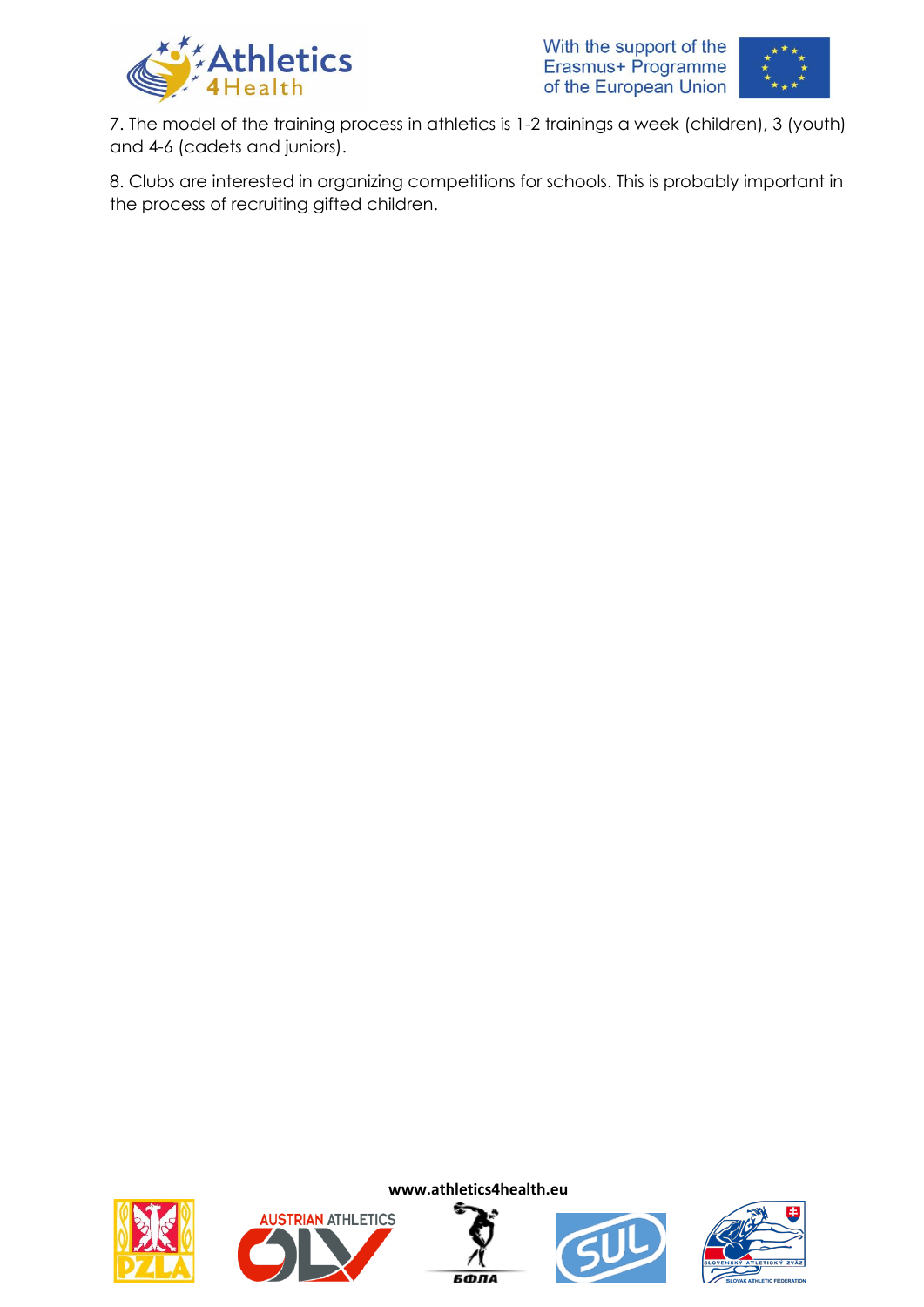7. The model of the training process in athletics is 1-2 trainings a week (children), 3 (youth) and 4-6 (cadets and juniors).

8. Clubs are interested in organizing competitions for schools. This is probably important in the process of recruiting gifted children.